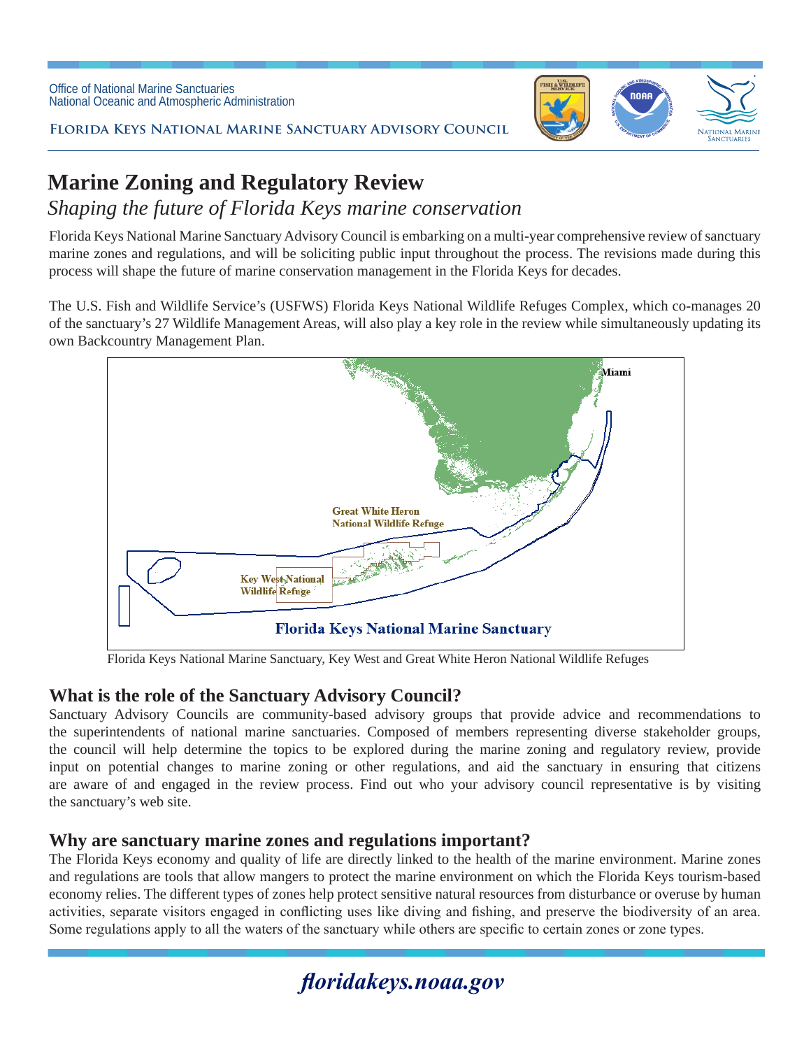Office of National Marine Sanctuaries
National Oceanic and Atmospheric Administration

**Florida Keys National Marine Sanctuary Advisory Council**

# Marine Zoning and Regulatory Review

*Shaping the future of Florida Keys marine conservation*

Florida Keys National Marine Sanctuary Advisory Council is embarking on a multi-year comprehensive review of sanctuary marine zones and regulations, and will be soliciting public input throughout the process. The revisions made during this process will shape the future of marine conservation management in the Florida Keys for decades.

The U.S. Fish and Wildlife Service's (USFWS) Florida Keys National Wildlife Refuges Complex, which co-manages 20 of the sanctuary's 27 Wildlife Management Areas, will also play a key role in the review while simultaneously updating its own Backcountry Management Plan.

Florida Keys National Marine Sanctuary, Key West and Great White Heron National Wildlife Refuges

## What is the role of the Sanctuary Advisory Council?

Sanctuary Advisory Councils are community-based advisory groups that provide advice and recommendations to the superintendents of national marine sanctuaries. Composed of members representing diverse stakeholder groups, the council will help determine the topics to be explored during the marine zoning and regulatory review, provide input on potential changes to marine zoning or other regulations, and aid the sanctuary in ensuring that citizens are aware of and engaged in the review process. Find out who your advisory council representative is by visiting the sanctuary's web site.

## Why are sanctuary marine zones and regulations important?

The Florida Keys economy and quality of life are directly linked to the health of the marine environment. Marine zones and regulations are tools that allow mangers to protect the marine environment on which the Florida Keys tourism-based economy relies. The different types of zones help protect sensitive natural resources from disturbance or overuse by human activities, separate visitors engaged in conflicting uses like diving and fishing, and preserve the biodiversity of an area. Some regulations apply to all the waters of the sanctuary while others are specific to certain zones or zone types.

*floridakeys.noaa.gov*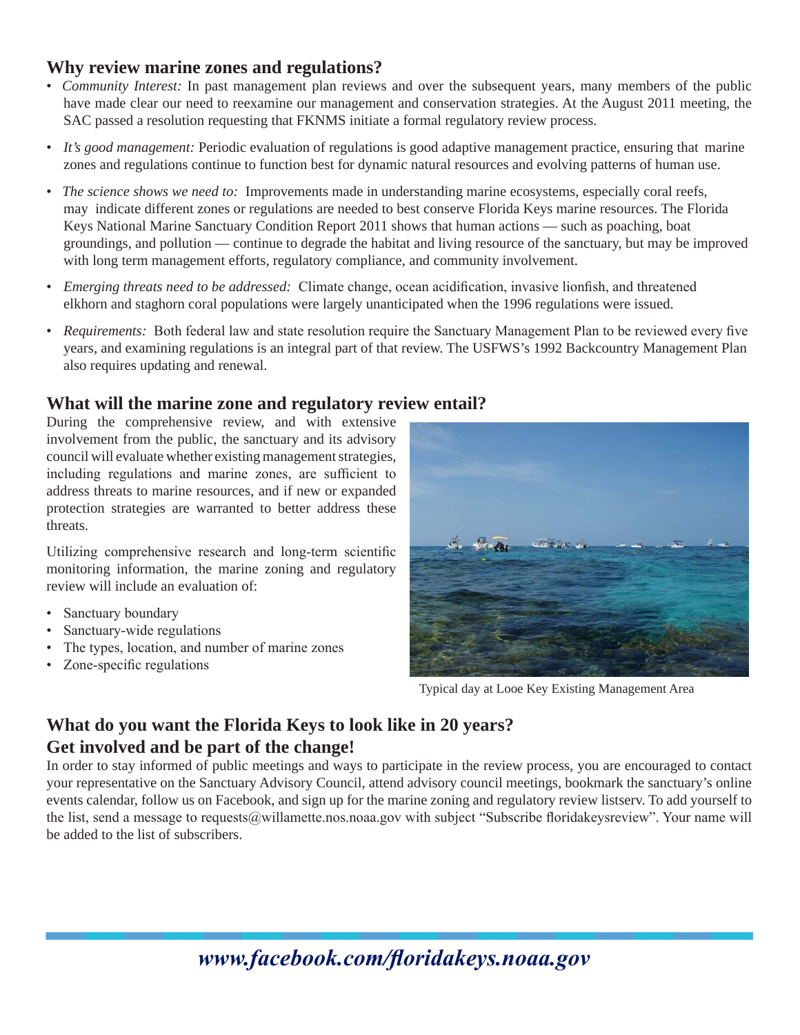## Why review marine zones and regulations?

- *Community Interest:* In past management plan reviews and over the subsequent years, many members of the public have made clear our need to reexamine our management and conservation strategies. At the August 2011 meeting, the SAC passed a resolution requesting that FKNMS initiate a formal regulatory review process.
- *It's good management:* Periodic evaluation of regulations is good adaptive management practice, ensuring that marine zones and regulations continue to function best for dynamic natural resources and evolving patterns of human use.
- *The science shows we need to:* Improvements made in understanding marine ecosystems, especially coral reefs, may indicate different zones or regulations are needed to best conserve Florida Keys marine resources. The Florida Keys National Marine Sanctuary Condition Report 2011 shows that human actions — such as poaching, boat groundings, and pollution — continue to degrade the habitat and living resource of the sanctuary, but may be improved with long term management efforts, regulatory compliance, and community involvement.
- *Emerging threats need to be addressed:* Climate change, ocean acidification, invasive lionfish, and threatened elkhorn and staghorn coral populations were largely unanticipated when the 1996 regulations were issued.
- *Requirements:* Both federal law and state resolution require the Sanctuary Management Plan to be reviewed every five years, and examining regulations is an integral part of that review. The USFWS's 1992 Backcountry Management Plan also requires updating and renewal.

## What will the marine zone and regulatory review entail?

During the comprehensive review, and with extensive involvement from the public, the sanctuary and its advisory council will evaluate whether existing management strategies, including regulations and marine zones, are sufficient to address threats to marine resources, and if new or expanded protection strategies are warranted to better address these threats.

Utilizing comprehensive research and long-term scientific monitoring information, the marine zoning and regulatory review will include an evaluation of:

- Sanctuary boundary
- Sanctuary-wide regulations
- The types, location, and number of marine zones
- Zone-specific regulations

Typical day at Looe Key Existing Management Area

## What do you want the Florida Keys to look like in 20 years?
## Get involved and be part of the change!

In order to stay informed of public meetings and ways to participate in the review process, you are encouraged to contact your representative on the Sanctuary Advisory Council, attend advisory council meetings, bookmark the sanctuary's online events calendar, follow us on Facebook, and sign up for the marine zoning and regulatory review listserv. To add yourself to the list, send a message to requests@willamette.nos.noaa.gov with subject "Subscribe floridakeysreview". Your name will be added to the list of subscribers.

***www.facebook.com/floridakeys.noaa.gov***